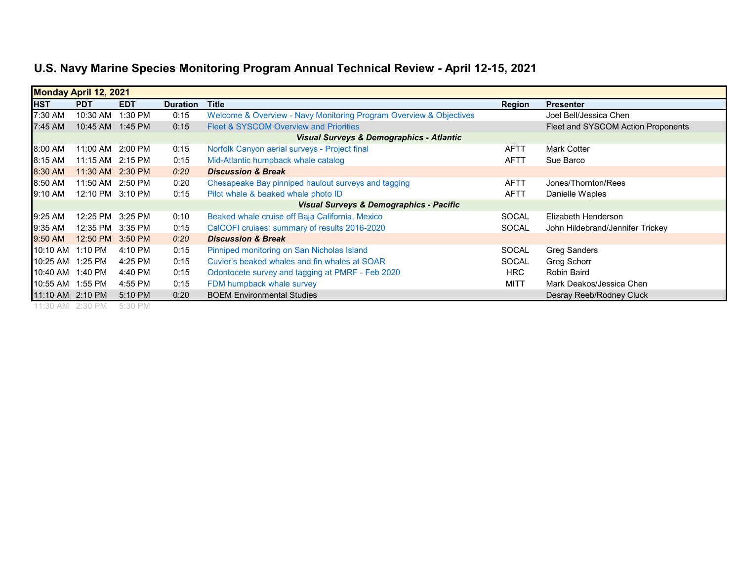# U.S. Navy Marine Species Monitoring Program Annual Technical Review - April 12-15, 2021

| **Monday April 12, 2021** | | | | | | |
|---|---|---|---|---|---|---|
| **HST** | **PDT** | **EDT** | **Duration** | **Title** | **Region** | **Presenter** |
| 7:30 AM | 10:30 AM | 1:30 PM | 0:15 | Welcome & Overview - Navy Monitoring Program Overview & Objectives | | Joel Bell/Jessica Chen |
| 7:45 AM | 10:45 AM | 1:45 PM | 0:15 | Fleet & SYSCOM Overview and Priorities | | Fleet and SYSCOM Action Proponents |
| | | | | ***Visual Surveys & Demographics - Atlantic*** | | |
| 8:00 AM | 11:00 AM | 2:00 PM | 0:15 | Norfolk Canyon aerial surveys - Project final | AFTT | Mark Cotter |
| 8:15 AM | 11:15 AM | 2:15 PM | 0:15 | Mid-Atlantic humpback whale catalog | AFTT | Sue Barco |
| 8:30 AM | 11:30 AM | 2:30 PM | *0:20* | ***Discussion & Break*** | | |
| 8:50 AM | 11:50 AM | 2:50 PM | 0:20 | Chesapeake Bay pinniped haulout surveys and tagging | AFTT | Jones/Thornton/Rees |
| 9:10 AM | 12:10 PM | 3:10 PM | 0:15 | Pilot whale & beaked whale photo ID | AFTT | Danielle Waples |
| | | | | ***Visual Surveys & Demographics - Pacific*** | | |
| 9:25 AM | 12:25 PM | 3:25 PM | 0:10 | Beaked whale cruise off Baja California, Mexico | SOCAL | Elizabeth Henderson |
| 9:35 AM | 12:35 PM | 3:35 PM | 0:15 | CalCOFI cruises: summary of results 2016-2020 | SOCAL | John Hildebrand/Jennifer Trickey |
| 9:50 AM | 12:50 PM | 3:50 PM | *0:20* | ***Discussion & Break*** | | |
| 10:10 AM | 1:10 PM | 4:10 PM | 0:15 | Pinniped monitoring on San Nicholas Island | SOCAL | Greg Sanders |
| 10:25 AM | 1:25 PM | 4:25 PM | 0:15 | Cuvier's beaked whales and fin whales at SOAR | SOCAL | Greg Schorr |
| 10:40 AM | 1:40 PM | 4:40 PM | 0:15 | Odontocete survey and tagging at PMRF - Feb 2020 | HRC | Robin Baird |
| 10:55 AM | 1:55 PM | 4:55 PM | 0:15 | FDM humpback whale survey | MITT | Mark Deakos/Jessica Chen |
| 11:10 AM | 2:10 PM | 5:10 PM | 0:20 | BOEM Environmental Studies | | Desray Reeb/Rodney Cluck |
| 11:30 AM | 2:30 PM | 5:30 PM | | | | |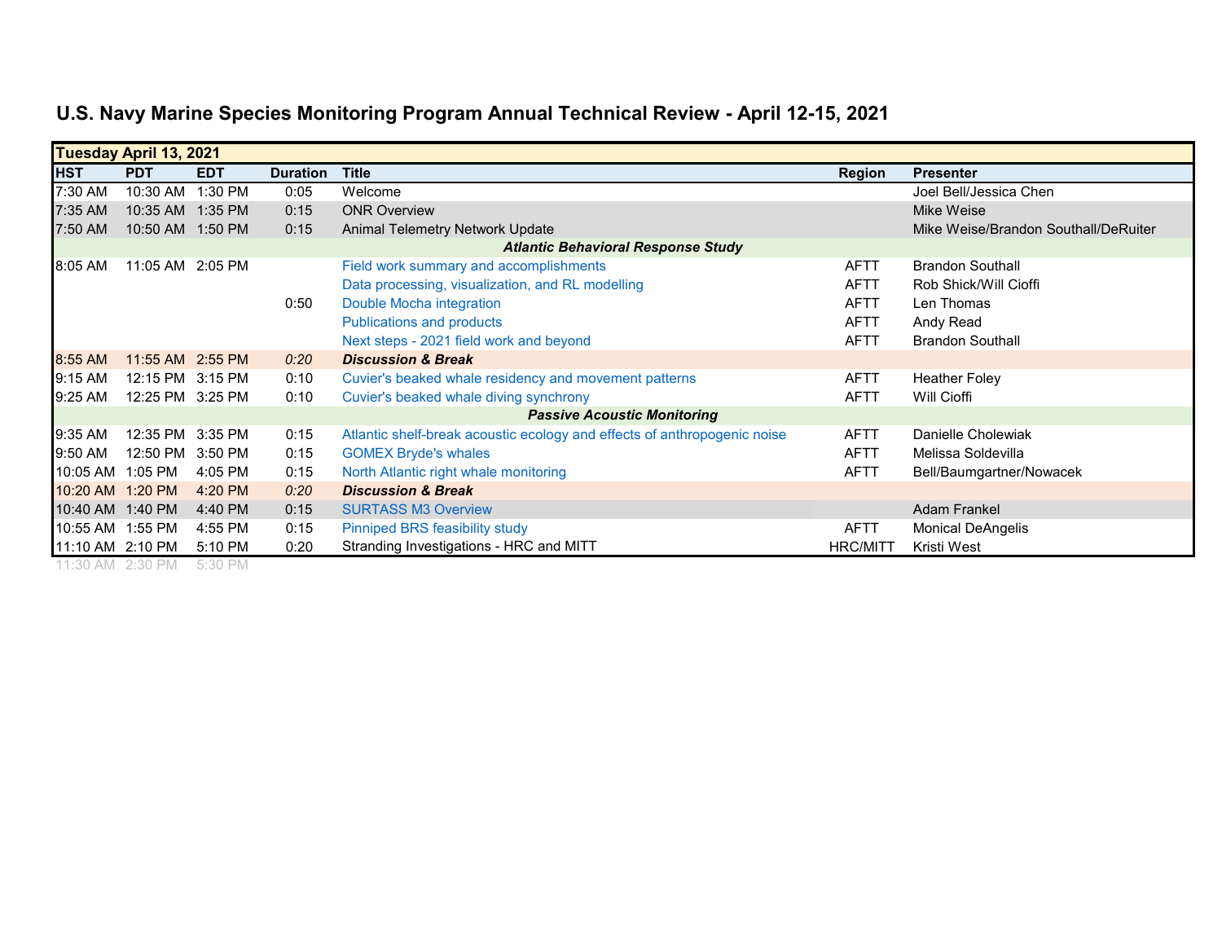## U.S. Navy Marine Species Monitoring Program Annual Technical Review - April 12-15, 2021

| Tuesday April 13, 2021 | | | | | | |
|---|---|---|---|---|---|---|
| **HST** | **PDT** | **EDT** | **Duration** | **Title** | **Region** | **Presenter** |
| 7:30 AM | 10:30 AM | 1:30 PM | 0:05 | Welcome | | Joel Bell/Jessica Chen |
| 7:35 AM | 10:35 AM | 1:35 PM | 0:15 | ONR Overview | | Mike Weise |
| 7:50 AM | 10:50 AM | 1:50 PM | 0:15 | Animal Telemetry Network Update | | Mike Weise/Brandon Southall/DeRuiter |
| | | | | ***Atlantic Behavioral Response Study*** | | |
| 8:05 AM | 11:05 AM | 2:05 PM | | Field work summary and accomplishments | AFTT | Brandon Southall |
| | | | | Data processing, visualization, and RL modelling | AFTT | Rob Shick/Will Cioffi |
| | | | 0:50 | Double Mocha integration | AFTT | Len Thomas |
| | | | | Publications and products | AFTT | Andy Read |
| | | | | Next steps - 2021 field work and beyond | AFTT | Brandon Southall |
| 8:55 AM | 11:55 AM | 2:55 PM | *0:20* | ***Discussion & Break*** | | |
| 9:15 AM | 12:15 PM | 3:15 PM | 0:10 | Cuvier's beaked whale residency and movement patterns | AFTT | Heather Foley |
| 9:25 AM | 12:25 PM | 3:25 PM | 0:10 | Cuvier's beaked whale diving synchrony | AFTT | Will Cioffi |
| | | | | ***Passive Acoustic Monitoring*** | | |
| 9:35 AM | 12:35 PM | 3:35 PM | 0:15 | Atlantic shelf-break acoustic ecology and effects of anthropogenic noise | AFTT | Danielle Cholewiak |
| 9:50 AM | 12:50 PM | 3:50 PM | 0:15 | GOMEX Bryde's whales | AFTT | Melissa Soldevilla |
| 10:05 AM | 1:05 PM | 4:05 PM | 0:15 | North Atlantic right whale monitoring | AFTT | Bell/Baumgartner/Nowacek |
| 10:20 AM | 1:20 PM | 4:20 PM | *0:20* | ***Discussion & Break*** | | |
| 10:40 AM | 1:40 PM | 4:40 PM | 0:15 | SURTASS M3 Overview | | Adam Frankel |
| 10:55 AM | 1:55 PM | 4:55 PM | 0:15 | Pinniped BRS feasibility study | AFTT | Monical DeAngelis |
| 11:10 AM | 2:10 PM | 5:10 PM | 0:20 | Stranding Investigations - HRC and MITT | HRC/MITT | Kristi West |
| 11:30 AM | 2:30 PM | 5:30 PM | | | | |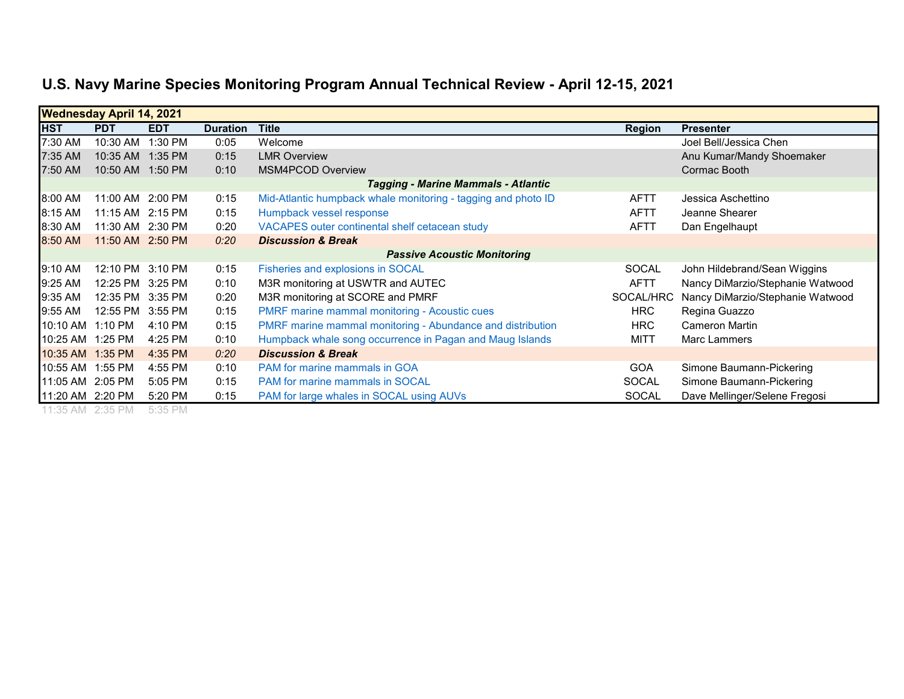# U.S. Navy Marine Species Monitoring Program Annual Technical Review - April 12-15, 2021

| Wednesday April 14, 2021 | | | | | | |
|---|---|---|---|---|---|---|
| **HST** | **PDT** | **EDT** | **Duration** | **Title** | **Region** | **Presenter** |
| 7:30 AM | 10:30 AM | 1:30 PM | 0:05 | Welcome | | Joel Bell/Jessica Chen |
| 7:35 AM | 10:35 AM | 1:35 PM | 0:15 | LMR Overview | | Anu Kumar/Mandy Shoemaker |
| 7:50 AM | 10:50 AM | 1:50 PM | 0:10 | MSM4PCOD Overview | | Cormac Booth |
| | | | | ***Tagging - Marine Mammals - Atlantic*** | | |
| 8:00 AM | 11:00 AM | 2:00 PM | 0:15 | Mid-Atlantic humpback whale monitoring - tagging and photo ID | AFTT | Jessica Aschettino |
| 8:15 AM | 11:15 AM | 2:15 PM | 0:15 | Humpback vessel response | AFTT | Jeanne Shearer |
| 8:30 AM | 11:30 AM | 2:30 PM | 0:20 | VACAPES outer continental shelf cetacean study | AFTT | Dan Engelhaupt |
| 8:50 AM | 11:50 AM | 2:50 PM | *0:20* | ***Discussion & Break*** | | |
| | | | | ***Passive Acoustic Monitoring*** | | |
| 9:10 AM | 12:10 PM | 3:10 PM | 0:15 | Fisheries and explosions in SOCAL | SOCAL | John Hildebrand/Sean Wiggins |
| 9:25 AM | 12:25 PM | 3:25 PM | 0:10 | M3R monitoring at USWTR and AUTEC | AFTT | Nancy DiMarzio/Stephanie Watwood |
| 9:35 AM | 12:35 PM | 3:35 PM | 0:20 | M3R monitoring at SCORE and PMRF | SOCAL/HRC | Nancy DiMarzio/Stephanie Watwood |
| 9:55 AM | 12:55 PM | 3:55 PM | 0:15 | PMRF marine mammal monitoring - Acoustic cues | HRC | Regina Guazzo |
| 10:10 AM | 1:10 PM | 4:10 PM | 0:15 | PMRF marine mammal monitoring - Abundance and distribution | HRC | Cameron Martin |
| 10:25 AM | 1:25 PM | 4:25 PM | 0:10 | Humpback whale song occurrence in Pagan and Maug Islands | MITT | Marc Lammers |
| 10:35 AM | 1:35 PM | 4:35 PM | *0:20* | ***Discussion & Break*** | | |
| 10:55 AM | 1:55 PM | 4:55 PM | 0:10 | PAM for marine mammals in GOA | GOA | Simone Baumann-Pickering |
| 11:05 AM | 2:05 PM | 5:05 PM | 0:15 | PAM for marine mammals in SOCAL | SOCAL | Simone Baumann-Pickering |
| 11:20 AM | 2:20 PM | 5:20 PM | 0:15 | PAM for large whales in SOCAL using AUVs | SOCAL | Dave Mellinger/Selene Fregosi |
| 11:35 AM | 2:35 PM | 5:35 PM | | | | |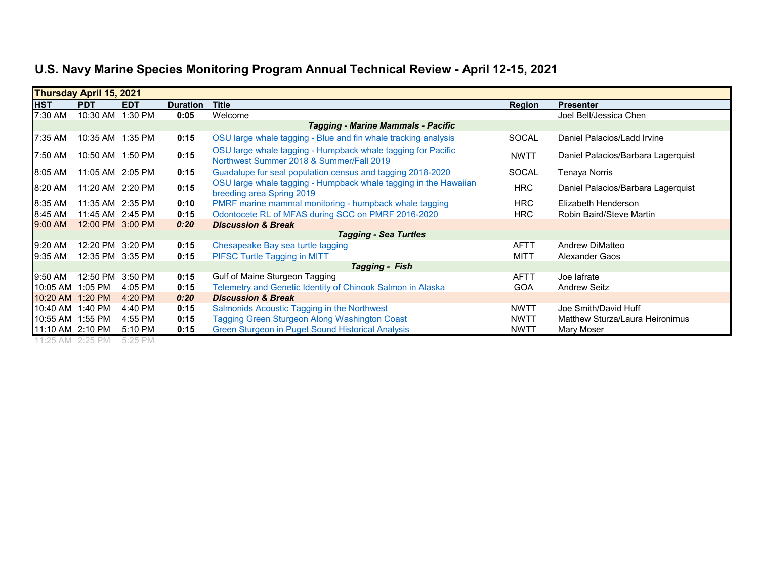# U.S. Navy Marine Species Monitoring Program Annual Technical Review - April 12-15, 2021

| Thursday April 15, 2021 | | | | | | |
|---|---|---|---|---|---|---|
| **HST** | **PDT** | **EDT** | **Duration** | **Title** | **Region** | **Presenter** |
| 7:30 AM | 10:30 AM | 1:30 PM | **0:05** | Welcome | | Joel Bell/Jessica Chen |
| | | | | ***Tagging - Marine Mammals - Pacific*** | | |
| 7:35 AM | 10:35 AM | 1:35 PM | **0:15** | OSU large whale tagging - Blue and fin whale tracking analysis | SOCAL | Daniel Palacios/Ladd Irvine |
| 7:50 AM | 10:50 AM | 1:50 PM | **0:15** | OSU large whale tagging - Humpback whale tagging for Pacific Northwest Summer 2018 & Summer/Fall 2019 | NWTT | Daniel Palacios/Barbara Lagerquist |
| 8:05 AM | 11:05 AM | 2:05 PM | **0:15** | Guadalupe fur seal population census and tagging 2018-2020 | SOCAL | Tenaya Norris |
| 8:20 AM | 11:20 AM | 2:20 PM | **0:15** | OSU large whale tagging - Humpback whale tagging in the Hawaiian breeding area Spring 2019 | HRC | Daniel Palacios/Barbara Lagerquist |
| 8:35 AM | 11:35 AM | 2:35 PM | **0:10** | PMRF marine mammal monitoring - humpback whale tagging | HRC | Elizabeth Henderson |
| 8:45 AM | 11:45 AM | 2:45 PM | **0:15** | Odontocete RL of MFAS during SCC on PMRF 2016-2020 | HRC | Robin Baird/Steve Martin |
| 9:00 AM | 12:00 PM | 3:00 PM | ***0:20*** | ***Discussion & Break*** | | |
| | | | | ***Tagging - Sea Turtles*** | | |
| 9:20 AM | 12:20 PM | 3:20 PM | **0:15** | Chesapeake Bay sea turtle tagging | AFTT | Andrew DiMatteo |
| 9:35 AM | 12:35 PM | 3:35 PM | **0:15** | PIFSC Turtle Tagging in MITT | MITT | Alexander Gaos |
| | | | | ***Tagging - Fish*** | | |
| 9:50 AM | 12:50 PM | 3:50 PM | **0:15** | Gulf of Maine Sturgeon Tagging | AFTT | Joe Iafrate |
| 10:05 AM | 1:05 PM | 4:05 PM | **0:15** | Telemetry and Genetic Identity of Chinook Salmon in Alaska | GOA | Andrew Seitz |
| 10:20 AM | 1:20 PM | 4:20 PM | ***0:20*** | ***Discussion & Break*** | | |
| 10:40 AM | 1:40 PM | 4:40 PM | **0:15** | Salmonids Acoustic Tagging in the Northwest | NWTT | Joe Smith/David Huff |
| 10:55 AM | 1:55 PM | 4:55 PM | **0:15** | Tagging Green Sturgeon Along Washington Coast | NWTT | Matthew Sturza/Laura Heironimus |
| 11:10 AM | 2:10 PM | 5:10 PM | **0:15** | Green Sturgeon in Puget Sound Historical Analysis | NWTT | Mary Moser |
| 11:25 AM | 2:25 PM | 5:25 PM | | | | |